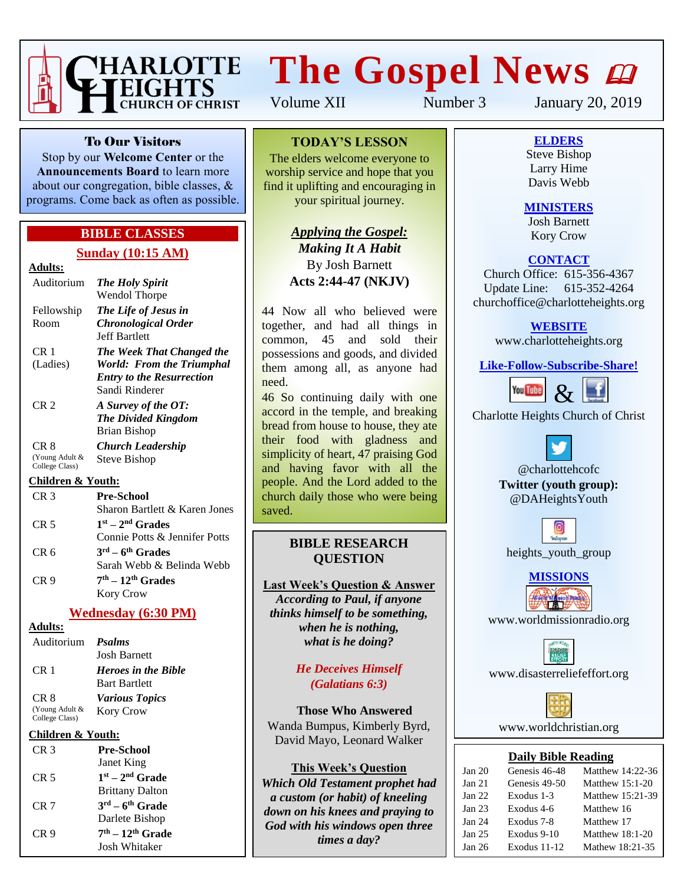# CHARLOTTE HEIGHTS CHURCH OF CHRIST

# The Gospel News

Volume XII    Number 3    January 20, 2019

## To Our Visitors

Stop by our **Welcome Center** or the **Announcements Board** to learn more about our congregation, bible classes, & programs. Come back as often as possible.

## BIBLE CLASSES

### Sunday (10:15 AM)

**Adults:**

| Room | Class |
|---|---|
| Auditorium | ***The Holy Spirit*** Wendol Thorpe |
| Fellowship Room | ***The Life of Jesus in Chronological Order*** Jeff Bartlett |
| CR 1 (Ladies) | ***The Week That Changed the World: From the Triumphal Entry to the Resurrection*** Sandi Rinderer |
| CR 2 | ***A Survey of the OT: The Divided Kingdom*** Brian Bishop |
| CR 8 (Young Adult & College Class) | ***Church Leadership*** Steve Bishop |

**Children & Youth:**

| Room | Class |
|---|---|
| CR 3 | **Pre-School** Sharon Bartlett & Karen Jones |
| CR 5 | **1st – 2nd Grades** Connie Potts & Jennifer Potts |
| CR 6 | **3rd – 6th Grades** Sarah Webb & Belinda Webb |
| CR 9 | **7th – 12th Grades** Kory Crow |

### Wednesday (6:30 PM)

**Adults:**

| Room | Class |
|---|---|
| Auditorium | ***Psalms*** Josh Barnett |
| CR 1 | ***Heroes in the Bible*** Bart Bartlett |
| CR 8 (Young Adult & College Class) | ***Various Topics*** Kory Crow |

**Children & Youth:**

| Room | Class |
|---|---|
| CR 3 | **Pre-School** Janet King |
| CR 5 | **1st – 2nd Grade** Brittany Dalton |
| CR 7 | **3rd – 6th Grade** Darlete Bishop |
| CR 9 | **7th – 12th Grade** Josh Whitaker |

## TODAY'S LESSON

The elders welcome everyone to worship service and hope that you find it uplifting and encouraging in your spiritual journey.

***Applying the Gospel:***
***Making It A Habit***
By Josh Barnett
**Acts 2:44-47 (NKJV)**

44 Now all who believed were together, and had all things in common, 45 and sold their possessions and goods, and divided them among all, as anyone had need.
46 So continuing daily with one accord in the temple, and breaking bread from house to house, they ate their food with gladness and simplicity of heart, 47 praising God and having favor with all the people. And the Lord added to the church daily those who were being saved.

## BIBLE RESEARCH QUESTION

**Last Week's Question & Answer**

***According to Paul, if anyone thinks himself to be something, when he is nothing, what is he doing?***

***He Deceives Himself (Galatians 6:3)***

**Those Who Answered**

Wanda Bumpus, Kimberly Byrd, David Mayo, Leonard Walker

**This Week's Question**

***Which Old Testament prophet had a custom (or habit) of kneeling down on his knees and praying to God with his windows open three times a day?***

## ELDERS

Steve Bishop
Larry Hime
Davis Webb

## MINISTERS

Josh Barnett
Kory Crow

## CONTACT

Church Office: 615-356-4367
Update Line: 615-352-4264
churchoffice@charlotteheights.org

## WEBSITE

www.charlotteheights.org

## Like-Follow-Subscribe-Share!

YouTube & Facebook
Charlotte Heights Church of Christ

Twitter
@charlottehcofc
**Twitter (youth group):**
@DAHeightsYouth

Instagram
heights_youth_group

## MISSIONS

www.worldmissionradio.org

www.disasterreliefeffort.org

www.worldchristian.org

## Daily Bible Reading

| Date | Old Testament | New Testament |
|---|---|---|
| Jan 20 | Genesis 46-48 | Matthew 14:22-36 |
| Jan 21 | Genesis 49-50 | Matthew 15:1-20 |
| Jan 22 | Exodus 1-3 | Matthew 15:21-39 |
| Jan 23 | Exodus 4-6 | Matthew 16 |
| Jan 24 | Exodus 7-8 | Matthew 17 |
| Jan 25 | Exodus 9-10 | Matthew 18:1-20 |
| Jan 26 | Exodus 11-12 | Mathew 18:21-35 |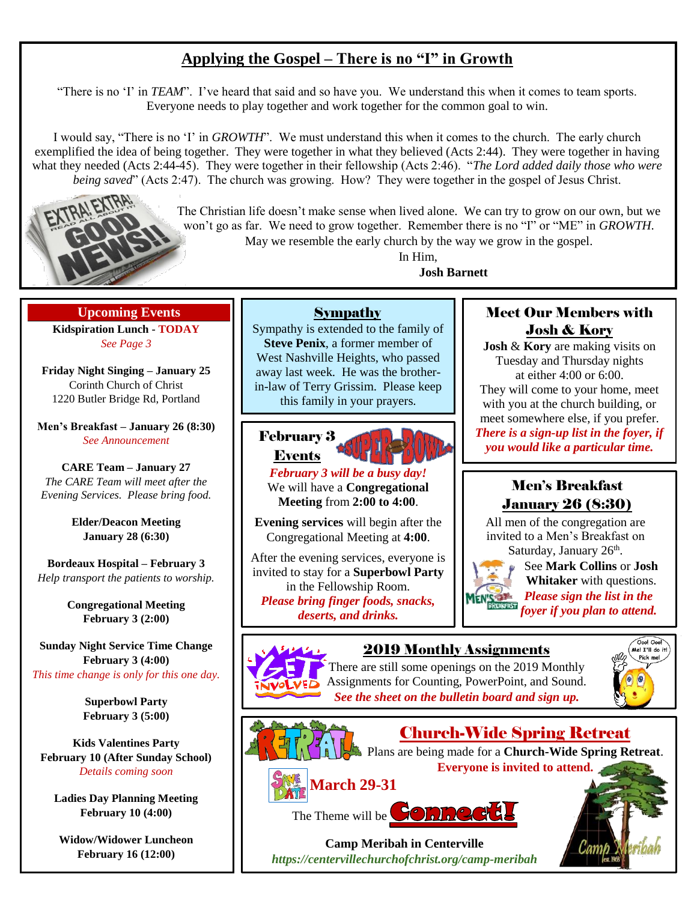# Applying the Gospel – There is no "I" in Growth

"There is no 'I' in *TEAM*". I've heard that said and so have you. We understand this when it comes to team sports. Everyone needs to play together and work together for the common goal to win.

I would say, "There is no 'I' in *GROWTH*". We must understand this when it comes to the church. The early church exemplified the idea of being together. They were together in what they believed (Acts 2:44). They were together in having what they needed (Acts 2:44-45). They were together in their fellowship (Acts 2:46). "*The Lord added daily those who were being saved*" (Acts 2:47). The church was growing. How? They were together in the gospel of Jesus Christ.

The Christian life doesn't make sense when lived alone. We can try to grow on our own, but we won't go as far. We need to grow together. Remember there is no "I" or "ME" in *GROWTH*. May we resemble the early church by the way we grow in the gospel.

In Him,

**Josh Barnett**

## Upcoming Events

**Kidspiration Lunch - TODAY**
*See Page 3*

**Friday Night Singing – January 25**
Corinth Church of Christ
1220 Butler Bridge Rd, Portland

**Men's Breakfast – January 26 (8:30)**
*See Announcement*

**CARE Team – January 27**
*The CARE Team will meet after the Evening Services. Please bring food.*

**Elder/Deacon Meeting**
**January 28 (6:30)**

**Bordeaux Hospital – February 3**
*Help transport the patients to worship.*

**Congregational Meeting**
**February 3 (2:00)**

**Sunday Night Service Time Change**
**February 3 (4:00)**
*This time change is only for this one day.*

**Superbowl Party**
**February 3 (5:00)**

**Kids Valentines Party**
**February 10 (After Sunday School)**
*Details coming soon*

**Ladies Day Planning Meeting**
**February 10 (4:00)**

**Widow/Widower Luncheon**
**February 16 (12:00)**

## Sympathy

Sympathy is extended to the family of **Steve Penix**, a former member of West Nashville Heights, who passed away last week. He was the brother-in-law of Terry Grissim. Please keep this family in your prayers.

## February 3 Events

***February 3 will be a busy day!***

We will have a **Congregational Meeting** from **2:00 to 4:00**.

**Evening services** will begin after the Congregational Meeting at **4:00**.

After the evening services, everyone is invited to stay for a **Superbowl Party** in the Fellowship Room.

***Please bring finger foods, snacks, deserts, and drinks.***

## Meet Our Members with Josh & Kory

**Josh** & **Kory** are making visits on Tuesday and Thursday nights at either 4:00 or 6:00. They will come to your home, meet with you at the church building, or meet somewhere else, if you prefer.

***There is a sign-up list in the foyer, if you would like a particular time.***

## Men's Breakfast January 26 (8:30)

All men of the congregation are invited to a Men's Breakfast on Saturday, January 26th.

See **Mark Collins** or **Josh Whitaker** with questions.

***Please sign the list in the foyer if you plan to attend.***

## 2019 Monthly Assignments

There are still some openings on the 2019 Monthly Assignments for Counting, PowerPoint, and Sound.

***See the sheet on the bulletin board and sign up.***

## Church-Wide Spring Retreat

Plans are being made for a **Church-Wide Spring Retreat**.

**Everyone is invited to attend.**

**March 29-31**

The Theme will be **Connect!**

**Camp Meribah in Centerville**

***https://centervillechurchofchrist.org/camp-meribah***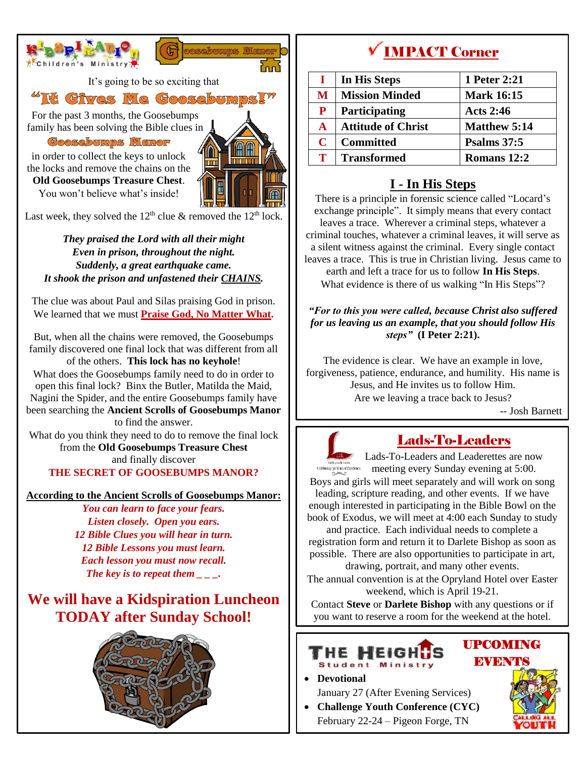Kidspiration Children's Ministry

Goosebumps Manor

It's going to be so exciting that

## "It Gives Me Goosebumps!"

For the past 3 months, the Goosebumps family has been solving the Bible clues in

**Goosebumps Manor**

in order to collect the keys to unlock the locks and remove the chains on the **Old Goosebumps Treasure Chest**. You won't believe what's inside!

Last week, they solved the 12th clue & removed the 12th lock.

***They praised the Lord with all their might***
***Even in prison, throughout the night.***
***Suddenly, a great earthquake came.***
***It shook the prison and unfastened their CHAINS.***

The clue was about Paul and Silas praising God in prison. We learned that we must **Praise God, No Matter What.**

But, when all the chains were removed, the Goosebumps family discovered one final lock that was different from all of the others. **This lock has no keyhole**!

What does the Goosebumps family need to do in order to open this final lock? Binx the Butler, Matilda the Maid, Nagini the Spider, and the entire Goosebumps family have been searching the **Ancient Scrolls of Goosebumps Manor** to find the answer.

What do you think they need to do to remove the final lock from the **Old Goosebumps Treasure Chest** and finally discover

**THE SECRET OF GOOSEBUMPS MANOR?**

**According to the Ancient Scrolls of Goosebumps Manor:**

***You can learn to face your fears.***
***Listen closely. Open you ears.***
***12 Bible Clues you will hear in turn.***
***12 Bible Lessons you must learn.***
***Each lesson you must now recall.***
***The key is to repeat them _ _ _.***

## We will have a Kidspiration Luncheon TODAY after Sunday School!

## ✓ IMPACT Corner

| | | |
|---|---|---|
| **I** | **In His Steps** | **1 Peter 2:21** |
| **M** | **Mission Minded** | **Mark 16:15** |
| **P** | **Participating** | **Acts 2:46** |
| **A** | **Attitude of Christ** | **Matthew 5:14** |
| **C** | **Committed** | **Psalms 37:5** |
| **T** | **Transformed** | **Romans 12:2** |

### I - In His Steps

There is a principle in forensic science called "Locard's exchange principle". It simply means that every contact leaves a trace. Wherever a criminal steps, whatever a criminal touches, whatever a criminal leaves, it will serve as a silent witness against the criminal. Every single contact leaves a trace. This is true in Christian living. Jesus came to earth and left a trace for us to follow **In His Steps**. What evidence is there of us walking "In His Steps"?

***"For to this you were called, because Christ also suffered for us leaving us an example, that you should follow His steps"*** **(I Peter 2:21).**

The evidence is clear. We have an example in love, forgiveness, patience, endurance, and humility. His name is Jesus, and He invites us to follow Him.
Are we leaving a trace back to Jesus?

-- Josh Barnett

## Lads-To-Leaders

Lads-To-Leaders and Leaderettes are now meeting every Sunday evening at 5:00. Boys and girls will meet separately and will work on song leading, scripture reading, and other events. If we have enough interested in participating in the Bible Bowl on the book of Exodus, we will meet at 4:00 each Sunday to study and practice. Each individual needs to complete a registration form and return it to Darlete Bishop as soon as possible. There are also opportunities to participate in art, drawing, portrait, and many other events.

The annual convention is at the Opryland Hotel over Easter weekend, which is April 19-21.

Contact **Steve** or **Darlete Bishop** with any questions or if you want to reserve a room for the weekend at the hotel.

The Heights Student Ministry

## UPCOMING EVENTS

- **Devotional**
  January 27 (After Evening Services)
- **Challenge Youth Conference (CYC)**
  February 22-24 – Pigeon Forge, TN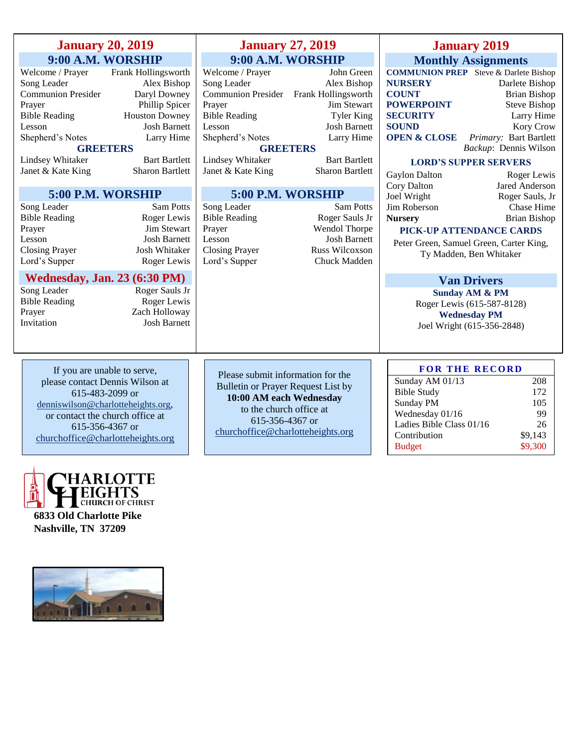## January 20, 2019

### 9:00 A.M. WORSHIP

| | |
|---|---|
| Welcome / Prayer | Frank Hollingsworth |
| Song Leader | Alex Bishop |
| Communion Presider | Daryl Downey |
| Prayer | Phillip Spicer |
| Bible Reading | Houston Downey |
| Lesson | Josh Barnett |
| Shepherd's Notes | Larry Hime |

**GREETERS**

| | |
|---|---|
| Lindsey Whitaker | Bart Bartlett |
| Janet & Kate King | Sharon Bartlett |

### 5:00 P.M. WORSHIP

| | |
|---|---|
| Song Leader | Sam Potts |
| Bible Reading | Roger Lewis |
| Prayer | Jim Stewart |
| Lesson | Josh Barnett |
| Closing Prayer | Josh Whitaker |
| Lord's Supper | Roger Lewis |

## Wednesday, Jan. 23 (6:30 PM)

| | |
|---|---|
| Song Leader | Roger Sauls Jr |
| Bible Reading | Roger Lewis |
| Prayer | Zach Holloway |
| Invitation | Josh Barnett |

## January 27, 2019

### 9:00 A.M. WORSHIP

| | |
|---|---|
| Welcome / Prayer | John Green |
| Song Leader | Alex Bishop |
| Communion Presider | Frank Hollingsworth |
| Prayer | Jim Stewart |
| Bible Reading | Tyler King |
| Lesson | Josh Barnett |
| Shepherd's Notes | Larry Hime |

**GREETERS**

| | |
|---|---|
| Lindsey Whitaker | Bart Bartlett |
| Janet & Kate King | Sharon Bartlett |

### 5:00 P.M. WORSHIP

| | |
|---|---|
| Song Leader | Sam Potts |
| Bible Reading | Roger Sauls Jr |
| Prayer | Wendol Thorpe |
| Lesson | Josh Barnett |
| Closing Prayer | Russ Wilcoxson |
| Lord's Supper | Chuck Madden |

## January 2019

### Monthly Assignments

| | |
|---|---|
| **COMMUNION PREP** | Steve & Darlete Bishop |
| **NURSERY** | Darlete Bishop |
| **COUNT** | Brian Bishop |
| **POWERPOINT** | Steve Bishop |
| **SECURITY** | Larry Hime |
| **SOUND** | Kory Crow |
| **OPEN & CLOSE** | *Primary:* Bart Bartlett<br>*Backup*: Dennis Wilson |

**LORD'S SUPPER SERVERS**

| | |
|---|---|
| Gaylon Dalton | Roger Lewis |
| Cory Dalton | Jared Anderson |
| Joel Wright | Roger Sauls, Jr |
| Jim Roberson | Chase Hime |
| **Nursery** | Brian Bishop |

**PICK-UP ATTENDANCE CARDS**

Peter Green, Samuel Green, Carter King, Ty Madden, Ben Whitaker

### Van Drivers

**Sunday AM & PM**
Roger Lewis (615-587-8128)
**Wednesday PM**
Joel Wright (615-356-2848)

---

If you are unable to serve, please contact Dennis Wilson at 615-483-2099 or denniswilson@charlotteheights.org, or contact the church office at 615-356-4367 or churchoffice@charlotteheights.org

Please submit information for the Bulletin or Prayer Request List by **10:00 AM each Wednesday** to the church office at 615-356-4367 or churchoffice@charlotteheights.org

**FOR THE RECORD**

| | |
|---|---|
| Sunday AM 01/13 | 208 |
| Bible Study | 172 |
| Sunday PM | 105 |
| Wednesday 01/16 | 99 |
| Ladies Bible Class 01/16 | 26 |
| Contribution | $9,143 |
| Budget | $9,300 |

CHARLOTTE HEIGHTS CHURCH OF CHRIST

**6833 Old Charlotte Pike**
**Nashville, TN 37209**